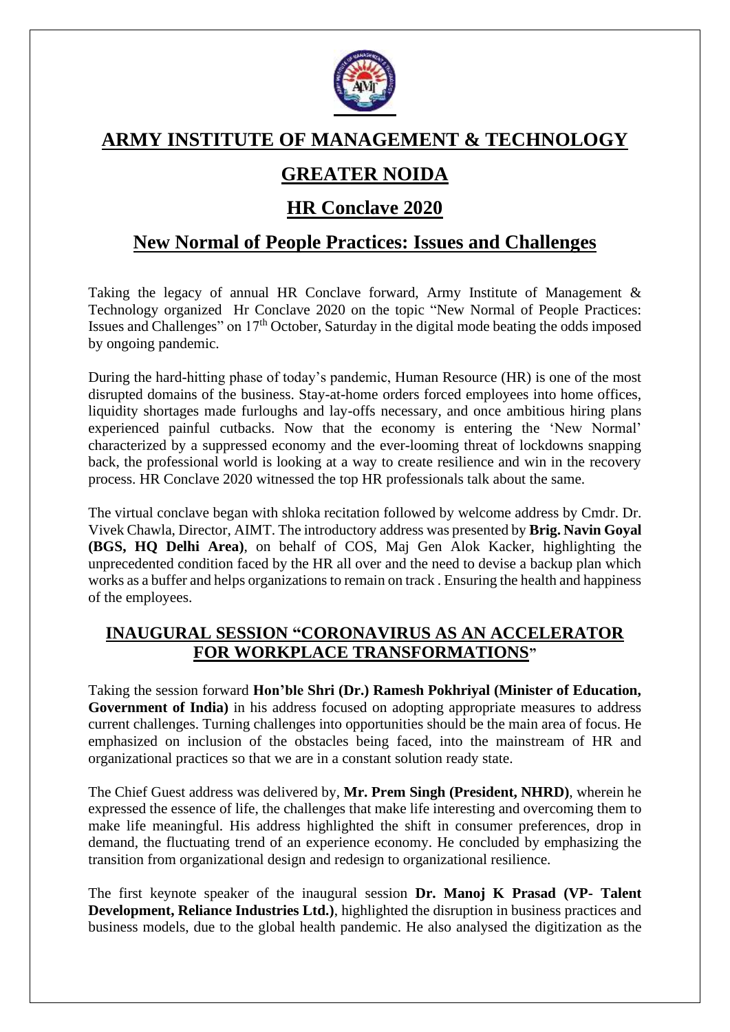# ARMY INSTITUTE OF MANAGEMENT & TECHNOLOGY

# GREATER NOIDA

## HR Conclave 2020

## New Normal of People Practices: Issues and Challenges

Taking the legacy of annual HR Conclave forward, Army Institute of Management & Technology organized Hr Conclave 2020 on the topic "New Normal of People Practices: Issues and Challenges" on 17th October, Saturday in the digital mode beating the odds imposed by ongoing pandemic.

During the hard-hitting phase of today's pandemic, Human Resource (HR) is one of the most disrupted domains of the business. Stay-at-home orders forced employees into home offices, liquidity shortages made furloughs and lay-offs necessary, and once ambitious hiring plans experienced painful cutbacks. Now that the economy is entering the 'New Normal' characterized by a suppressed economy and the ever-looming threat of lockdowns snapping back, the professional world is looking at a way to create resilience and win in the recovery process. HR Conclave 2020 witnessed the top HR professionals talk about the same.

The virtual conclave began with shloka recitation followed by welcome address by Cmdr. Dr. Vivek Chawla, Director, AIMT. The introductory address was presented by **Brig. Navin Goyal (BGS, HQ Delhi Area)**, on behalf of COS, Maj Gen Alok Kacker, highlighting the unprecedented condition faced by the HR all over and the need to devise a backup plan which works as a buffer and helps organizations to remain on track . Ensuring the health and happiness of the employees.

### INAUGURAL SESSION "CORONAVIRUS AS AN ACCELERATOR FOR WORKPLACE TRANSFORMATIONS"

Taking the session forward **Hon'ble Shri (Dr.) Ramesh Pokhriyal (Minister of Education, Government of India)** in his address focused on adopting appropriate measures to address current challenges. Turning challenges into opportunities should be the main area of focus. He emphasized on inclusion of the obstacles being faced, into the mainstream of HR and organizational practices so that we are in a constant solution ready state.

The Chief Guest address was delivered by, **Mr. Prem Singh (President, NHRD)**, wherein he expressed the essence of life, the challenges that make life interesting and overcoming them to make life meaningful. His address highlighted the shift in consumer preferences, drop in demand, the fluctuating trend of an experience economy. He concluded by emphasizing the transition from organizational design and redesign to organizational resilience.

The first keynote speaker of the inaugural session **Dr. Manoj K Prasad (VP- Talent Development, Reliance Industries Ltd.)**, highlighted the disruption in business practices and business models, due to the global health pandemic. He also analysed the digitization as the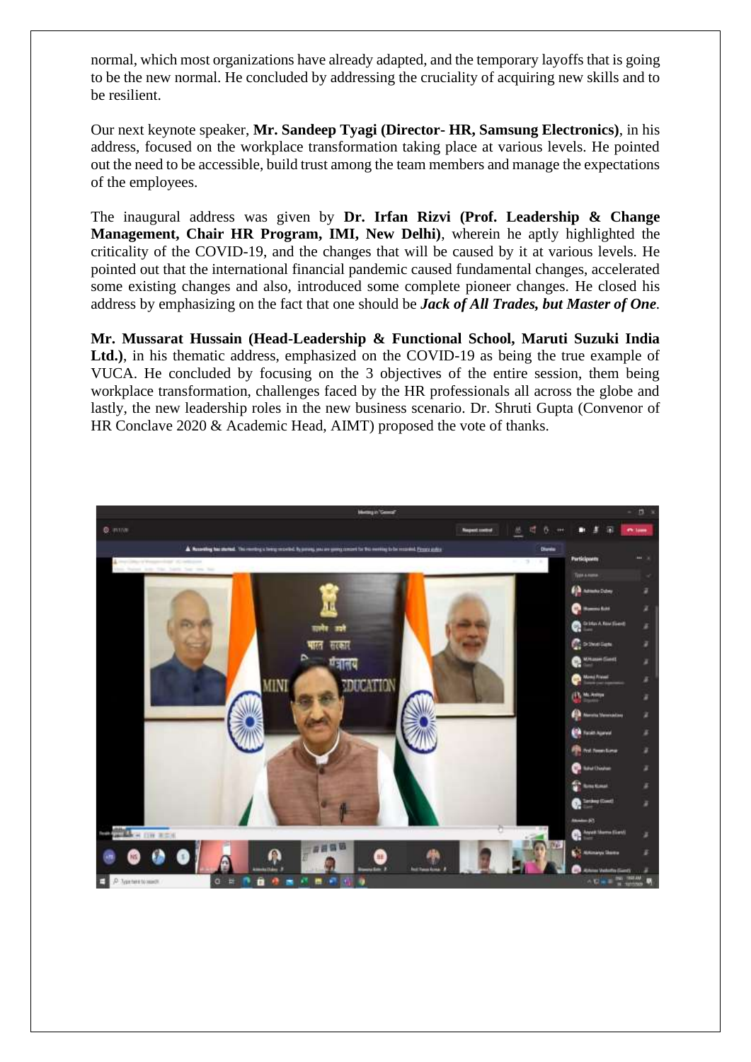normal, which most organizations have already adapted, and the temporary layoffs that is going to be the new normal. He concluded by addressing the cruciality of acquiring new skills and to be resilient.

Our next keynote speaker, **Mr. Sandeep Tyagi (Director- HR, Samsung Electronics)**, in his address, focused on the workplace transformation taking place at various levels. He pointed out the need to be accessible, build trust among the team members and manage the expectations of the employees.

The inaugural address was given by **Dr. Irfan Rizvi (Prof. Leadership & Change Management, Chair HR Program, IMI, New Delhi)**, wherein he aptly highlighted the criticality of the COVID-19, and the changes that will be caused by it at various levels. He pointed out that the international financial pandemic caused fundamental changes, accelerated some existing changes and also, introduced some complete pioneer changes. He closed his address by emphasizing on the fact that one should be ***Jack of All Trades, but Master of One***.

**Mr. Mussarat Hussain (Head-Leadership & Functional School, Maruti Suzuki India Ltd.)**, in his thematic address, emphasized on the COVID-19 as being the true example of VUCA. He concluded by focusing on the 3 objectives of the entire session, them being workplace transformation, challenges faced by the HR professionals all across the globe and lastly, the new leadership roles in the new business scenario. Dr. Shruti Gupta (Convenor of HR Conclave 2020 & Academic Head, AIMT) proposed the vote of thanks.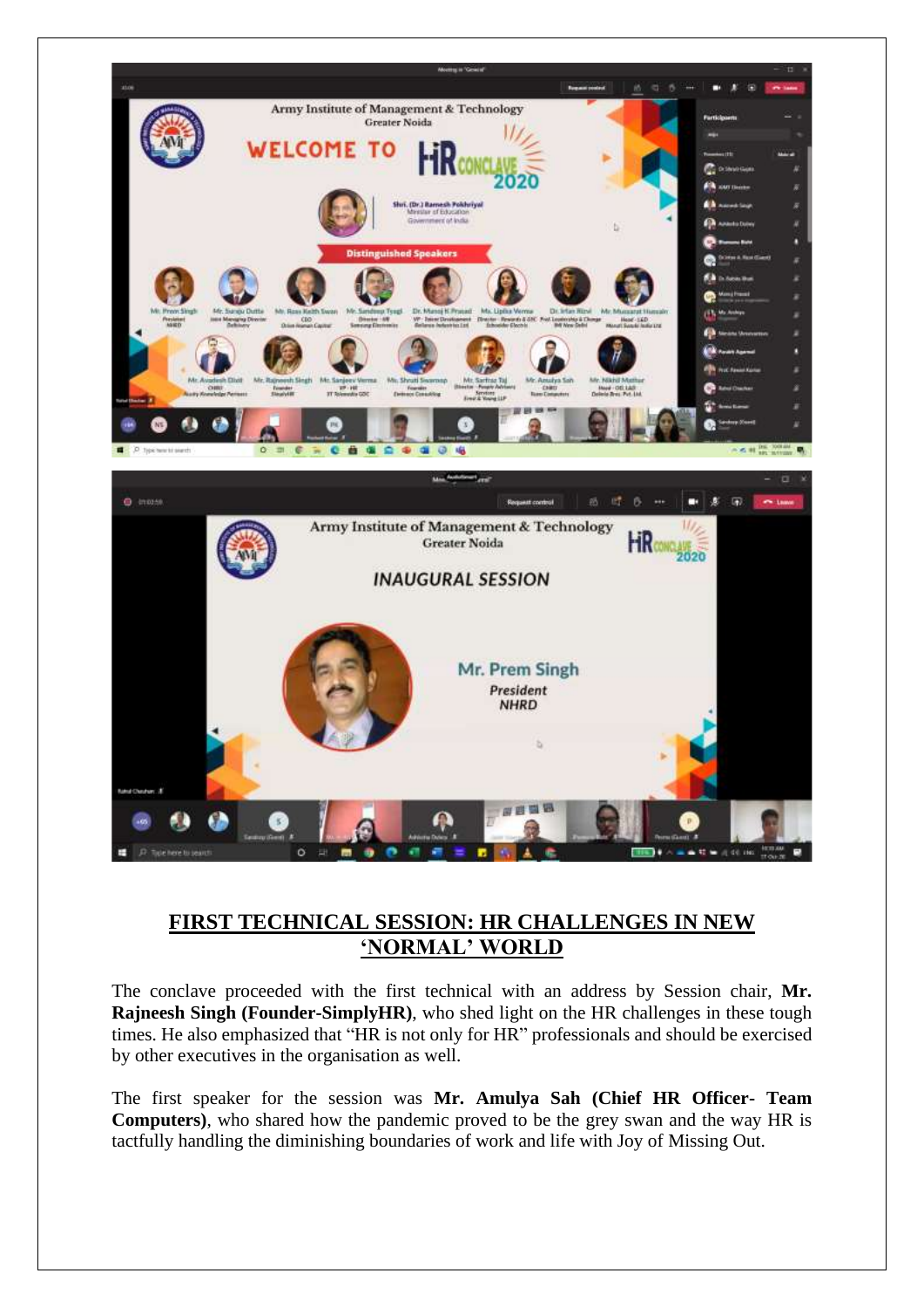## FIRST TECHNICAL SESSION: HR CHALLENGES IN NEW 'NORMAL' WORLD

The conclave proceeded with the first technical with an address by Session chair, **Mr. Rajneesh Singh (Founder-SimplyHR)**, who shed light on the HR challenges in these tough times. He also emphasized that "HR is not only for HR" professionals and should be exercised by other executives in the organisation as well.

The first speaker for the session was **Mr. Amulya Sah (Chief HR Officer- Team Computers)**, who shared how the pandemic proved to be the grey swan and the way HR is tactfully handling the diminishing boundaries of work and life with Joy of Missing Out.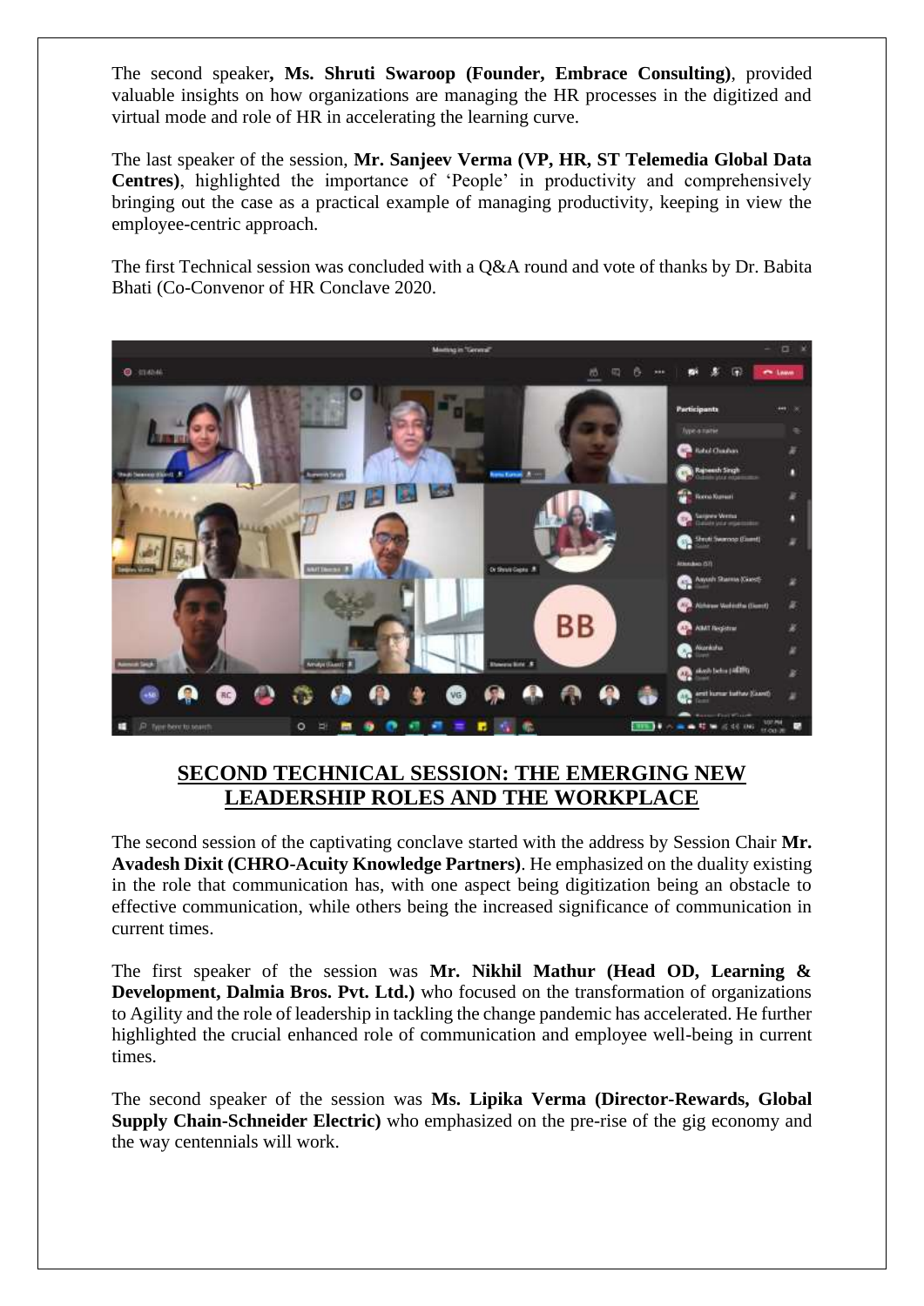The second speaker**, Ms. Shruti Swaroop (Founder, Embrace Consulting)**, provided valuable insights on how organizations are managing the HR processes in the digitized and virtual mode and role of HR in accelerating the learning curve.

The last speaker of the session, **Mr. Sanjeev Verma (VP, HR, ST Telemedia Global Data Centres)**, highlighted the importance of 'People' in productivity and comprehensively bringing out the case as a practical example of managing productivity, keeping in view the employee-centric approach.

The first Technical session was concluded with a Q&A round and vote of thanks by Dr. Babita Bhati (Co-Convenor of HR Conclave 2020.

## SECOND TECHNICAL SESSION: THE EMERGING NEW LEADERSHIP ROLES AND THE WORKPLACE

The second session of the captivating conclave started with the address by Session Chair **Mr. Avadesh Dixit (CHRO-Acuity Knowledge Partners)**. He emphasized on the duality existing in the role that communication has, with one aspect being digitization being an obstacle to effective communication, while others being the increased significance of communication in current times.

The first speaker of the session was **Mr. Nikhil Mathur (Head OD, Learning & Development, Dalmia Bros. Pvt. Ltd.)** who focused on the transformation of organizations to Agility and the role of leadership in tackling the change pandemic has accelerated. He further highlighted the crucial enhanced role of communication and employee well-being in current times.

The second speaker of the session was **Ms. Lipika Verma (Director-Rewards, Global Supply Chain-Schneider Electric)** who emphasized on the pre-rise of the gig economy and the way centennials will work.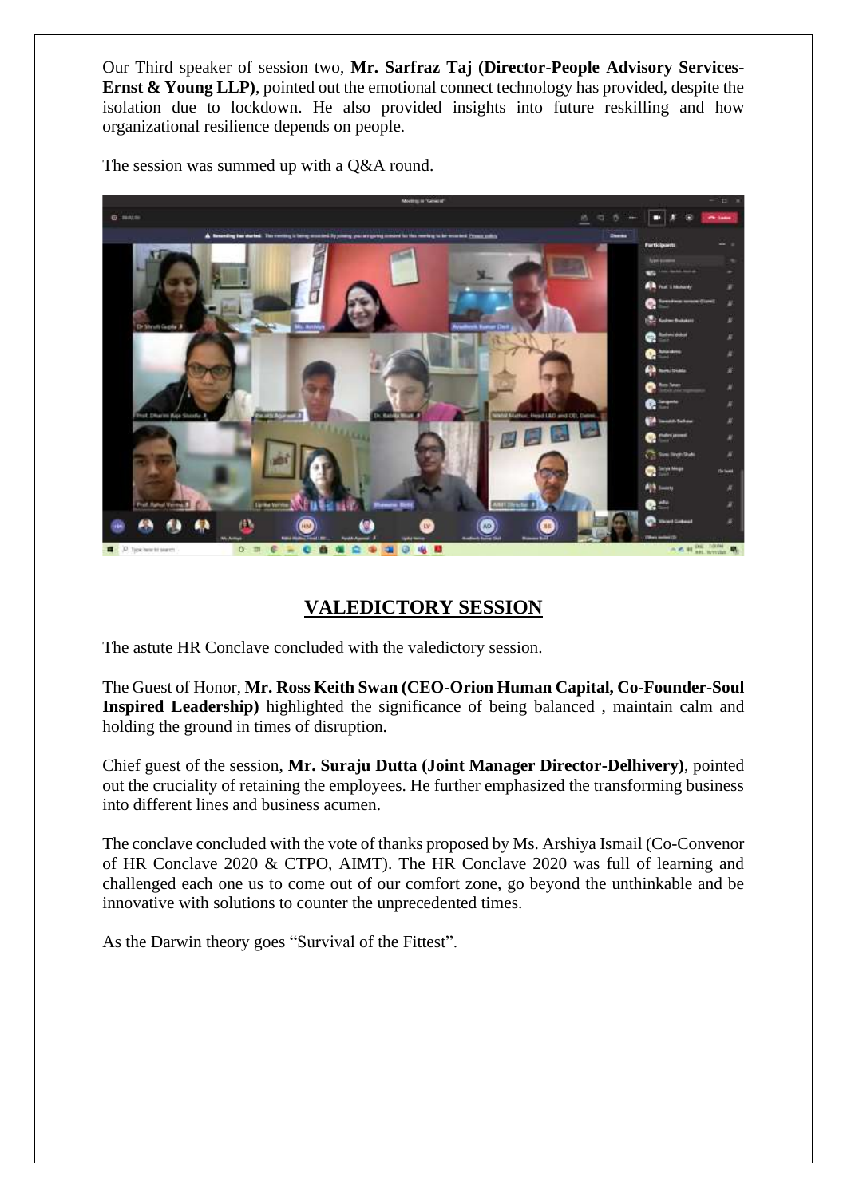Our Third speaker of session two, **Mr. Sarfraz Taj (Director-People Advisory Services-Ernst & Young LLP)**, pointed out the emotional connect technology has provided, despite the isolation due to lockdown. He also provided insights into future reskilling and how organizational resilience depends on people.

The session was summed up with a Q&A round.

## VALEDICTORY SESSION

The astute HR Conclave concluded with the valedictory session.

The Guest of Honor, **Mr. Ross Keith Swan (CEO-Orion Human Capital, Co-Founder-Soul Inspired Leadership)** highlighted the significance of being balanced , maintain calm and holding the ground in times of disruption.

Chief guest of the session, **Mr. Suraju Dutta (Joint Manager Director-Delhivery)**, pointed out the cruciality of retaining the employees. He further emphasized the transforming business into different lines and business acumen.

The conclave concluded with the vote of thanks proposed by Ms. Arshiya Ismail (Co-Convenor of HR Conclave 2020 & CTPO, AIMT). The HR Conclave 2020 was full of learning and challenged each one us to come out of our comfort zone, go beyond the unthinkable and be innovative with solutions to counter the unprecedented times.

As the Darwin theory goes "Survival of the Fittest".